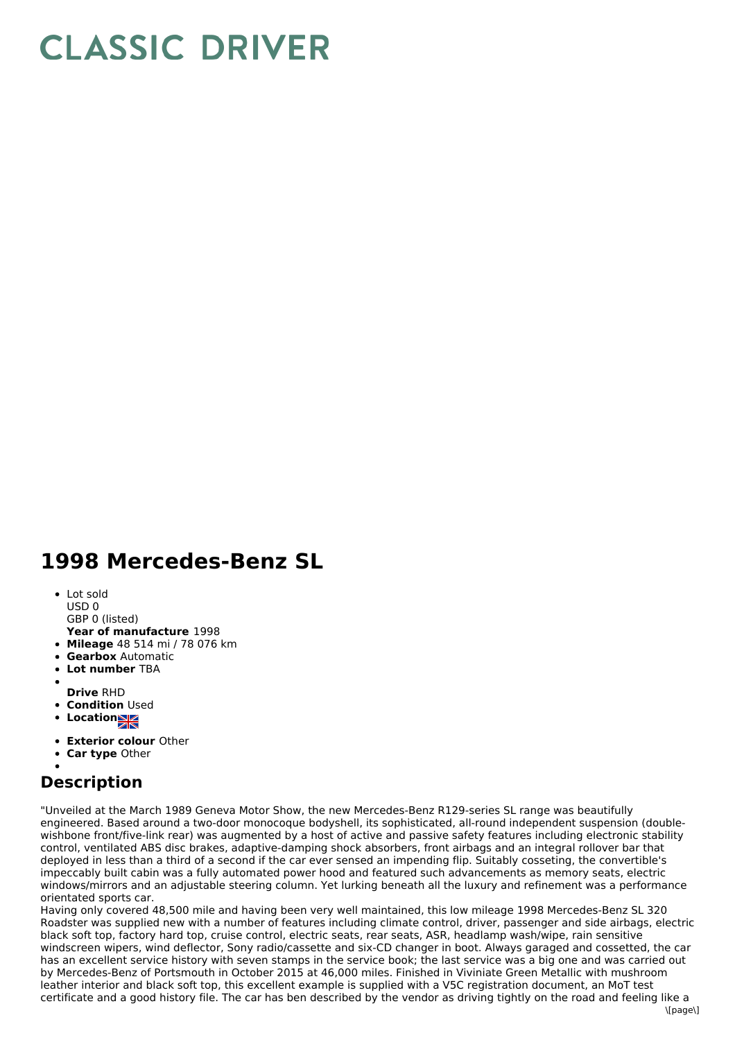# CLASSIC DRIVER

## 1998 Mercedes-Benz SL

- Lot sold
  USD 0
  GBP 0 (listed)
  **Year of manufacture** 1998
- **Mileage** 48 514 mi / 78 076 km
- **Gearbox** Automatic
- **Lot number** TBA
- **Drive** RHD
- **Condition** Used
- **Location**
- **Exterior colour** Other
- **Car type** Other

## Description

"Unveiled at the March 1989 Geneva Motor Show, the new Mercedes-Benz R129-series SL range was beautifully engineered. Based around a two-door monocoque bodyshell, its sophisticated, all-round independent suspension (double-wishbone front/five-link rear) was augmented by a host of active and passive safety features including electronic stability control, ventilated ABS disc brakes, adaptive-damping shock absorbers, front airbags and an integral rollover bar that deployed in less than a third of a second if the car ever sensed an impending flip. Suitably cosseting, the convertible's impeccably built cabin was a fully automated power hood and featured such advancements as memory seats, electric windows/mirrors and an adjustable steering column. Yet lurking beneath all the luxury and refinement was a performance orientated sports car.

Having only covered 48,500 mile and having been very well maintained, this low mileage 1998 Mercedes-Benz SL 320 Roadster was supplied new with a number of features including climate control, driver, passenger and side airbags, electric black soft top, factory hard top, cruise control, electric seats, rear seats, ASR, headlamp wash/wipe, rain sensitive windscreen wipers, wind deflector, Sony radio/cassette and six-CD changer in boot. Always garaged and cossetted, the car has an excellent service history with seven stamps in the service book; the last service was a big one and was carried out by Mercedes-Benz of Portsmouth in October 2015 at 46,000 miles. Finished in Viviniate Green Metallic with mushroom leather interior and black soft top, this excellent example is supplied with a V5C registration document, an MoT test certificate and a good history file. The car has ben described by the vendor as driving tightly on the road and feeling like a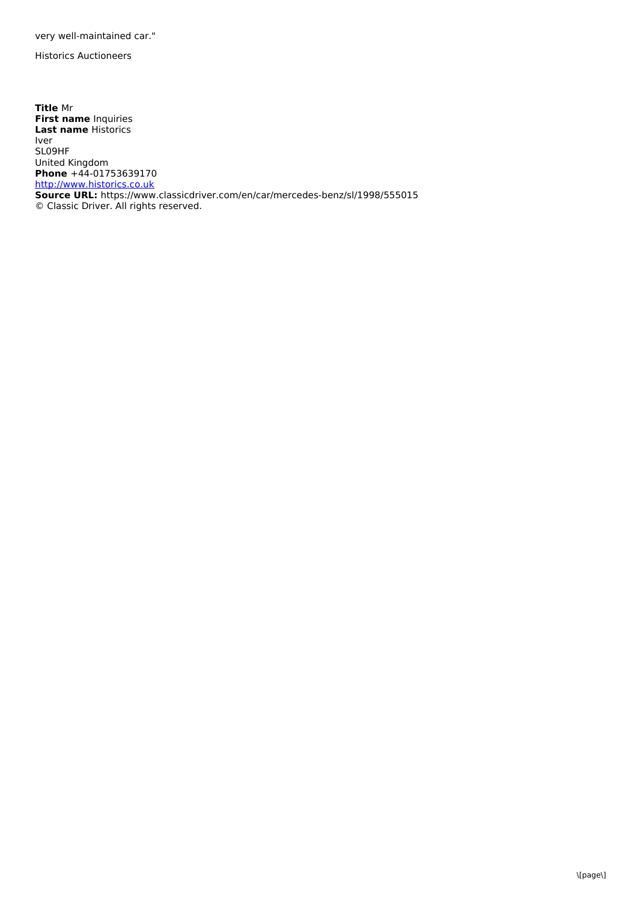very well-maintained car."

Historics Auctioneers

**Title** Mr
**First name** Inquiries
**Last name** Historics
Iver
SL09HF
United Kingdom
**Phone** +44-01753639170
http://www.historics.co.uk
**Source URL:** https://www.classicdriver.com/en/car/mercedes-benz/sl/1998/555015
© Classic Driver. All rights reserved.